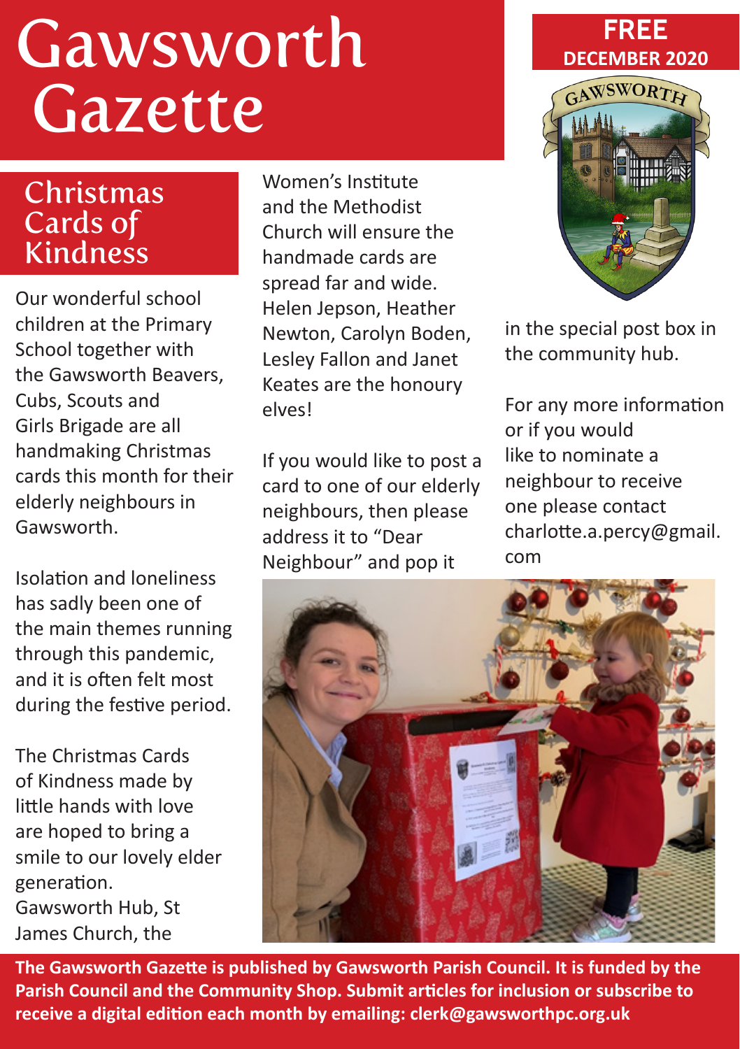# Gawsworth Gazette

**FREE**
**DECEMBER 2020**

GAWSWORTH

## Christmas Cards of Kindness

Our wonderful school children at the Primary School together with the Gawsworth Beavers, Cubs, Scouts and Girls Brigade are all handmaking Christmas cards this month for their elderly neighbours in Gawsworth.

Isolation and loneliness has sadly been one of the main themes running through this pandemic, and it is often felt most during the festive period.

The Christmas Cards of Kindness made by little hands with love are hoped to bring a smile to our lovely elder generation. Gawsworth Hub, St James Church, the Women's Institute and the Methodist Church will ensure the handmade cards are spread far and wide. Helen Jepson, Heather Newton, Carolyn Boden, Lesley Fallon and Janet Keates are the honoury elves!

If you would like to post a card to one of our elderly neighbours, then please address it to "Dear Neighbour" and pop it in the special post box in the community hub.

For any more information or if you would like to nominate a neighbour to receive one please contact charlotte.a.percy@gmail.com

**The Gawsworth Gazette is published by Gawsworth Parish Council. It is funded by the Parish Council and the Community Shop. Submit articles for inclusion or subscribe to receive a digital edition each month by emailing: clerk@gawsworthpc.org.uk**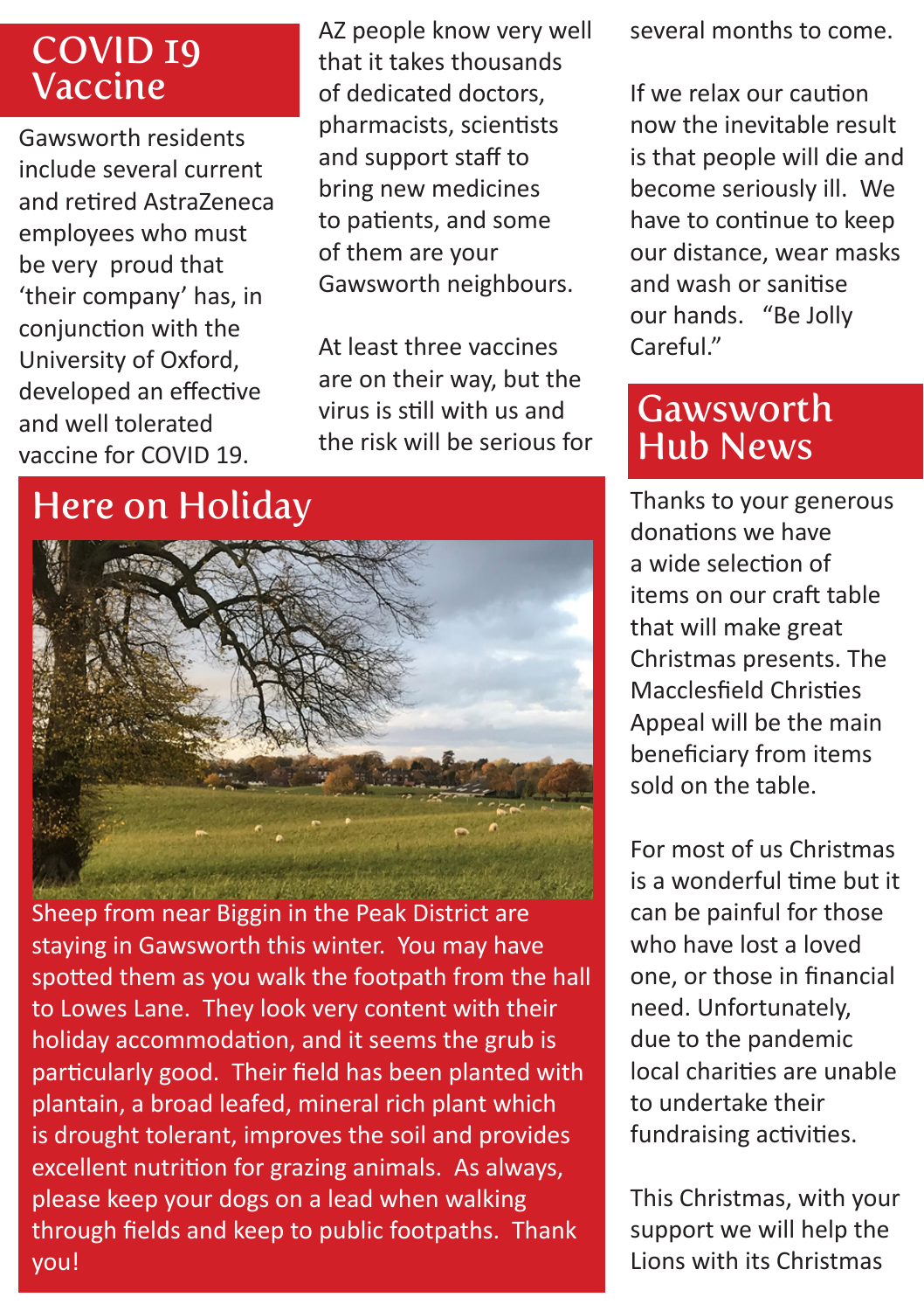# COVID 19 Vaccine

Gawsworth residents include several current and retired AstraZeneca employees who must be very proud that 'their company' has, in conjunction with the University of Oxford, developed an effective and well tolerated vaccine for COVID 19.

AZ people know very well that it takes thousands of dedicated doctors, pharmacists, scientists and support staff to bring new medicines to patients, and some of them are your Gawsworth neighbours.

At least three vaccines are on their way, but the virus is still with us and the risk will be serious for several months to come.

If we relax our caution now the inevitable result is that people will die and become seriously ill. We have to continue to keep our distance, wear masks and wash or sanitise our hands. "Be Jolly Careful."

# Here on Holiday

Sheep from near Biggin in the Peak District are staying in Gawsworth this winter. You may have spotted them as you walk the footpath from the hall to Lowes Lane. They look very content with their holiday accommodation, and it seems the grub is particularly good. Their field has been planted with plantain, a broad leafed, mineral rich plant which is drought tolerant, improves the soil and provides excellent nutrition for grazing animals. As always, please keep your dogs on a lead when walking through fields and keep to public footpaths. Thank you!

# Gawsworth Hub News

Thanks to your generous donations we have a wide selection of items on our craft table that will make great Christmas presents. The Macclesfield Christies Appeal will be the main beneficiary from items sold on the table.

For most of us Christmas is a wonderful time but it can be painful for those who have lost a loved one, or those in financial need. Unfortunately, due to the pandemic local charities are unable to undertake their fundraising activities.

This Christmas, with your support we will help the Lions with its Christmas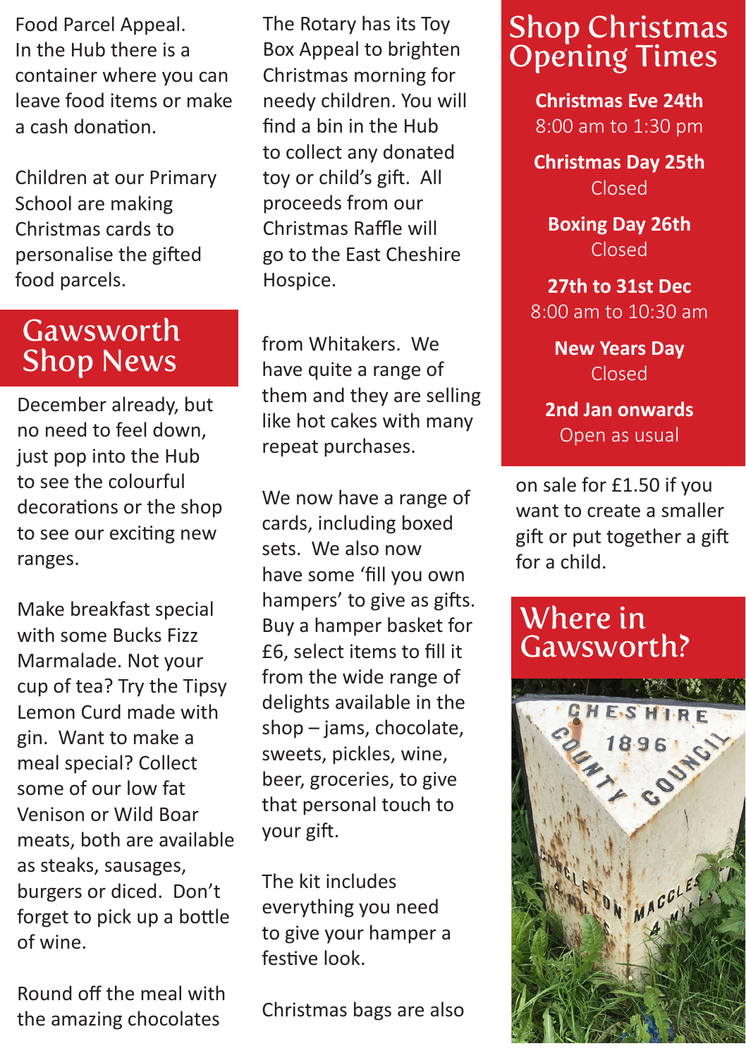Food Parcel Appeal. In the Hub there is a container where you can leave food items or make a cash donation.

Children at our Primary School are making Christmas cards to personalise the gifted food parcels.

The Rotary has its Toy Box Appeal to brighten Christmas morning for needy children. You will find a bin in the Hub to collect any donated toy or child's gift. All proceeds from our Christmas Raffle will go to the East Cheshire Hospice.

## Gawsworth Shop News

December already, but no need to feel down, just pop into the Hub to see the colourful decorations or the shop to see our exciting new ranges.

Make breakfast special with some Bucks Fizz Marmalade. Not your cup of tea? Try the Tipsy Lemon Curd made with gin. Want to make a meal special? Collect some of our low fat Venison or Wild Boar meats, both are available as steaks, sausages, burgers or diced. Don't forget to pick up a bottle of wine.

Round off the meal with the amazing chocolates from Whitakers. We have quite a range of them and they are selling like hot cakes with many repeat purchases.

We now have a range of cards, including boxed sets. We also now have some 'fill you own hampers' to give as gifts. Buy a hamper basket for £6, select items to fill it from the wide range of delights available in the shop – jams, chocolate, sweets, pickles, wine, beer, groceries, to give that personal touch to your gift.

The kit includes everything you need to give your hamper a festive look.

Christmas bags are also on sale for £1.50 if you want to create a smaller gift or put together a gift for a child.

## Shop Christmas Opening Times

**Christmas Eve 24th**
8:00 am to 1:30 pm

**Christmas Day 25th**
Closed

**Boxing Day 26th**
Closed

**27th to 31st Dec**
8:00 am to 10:30 am

**New Years Day**
Closed

**2nd Jan onwards**
Open as usual

## Where in Gawsworth?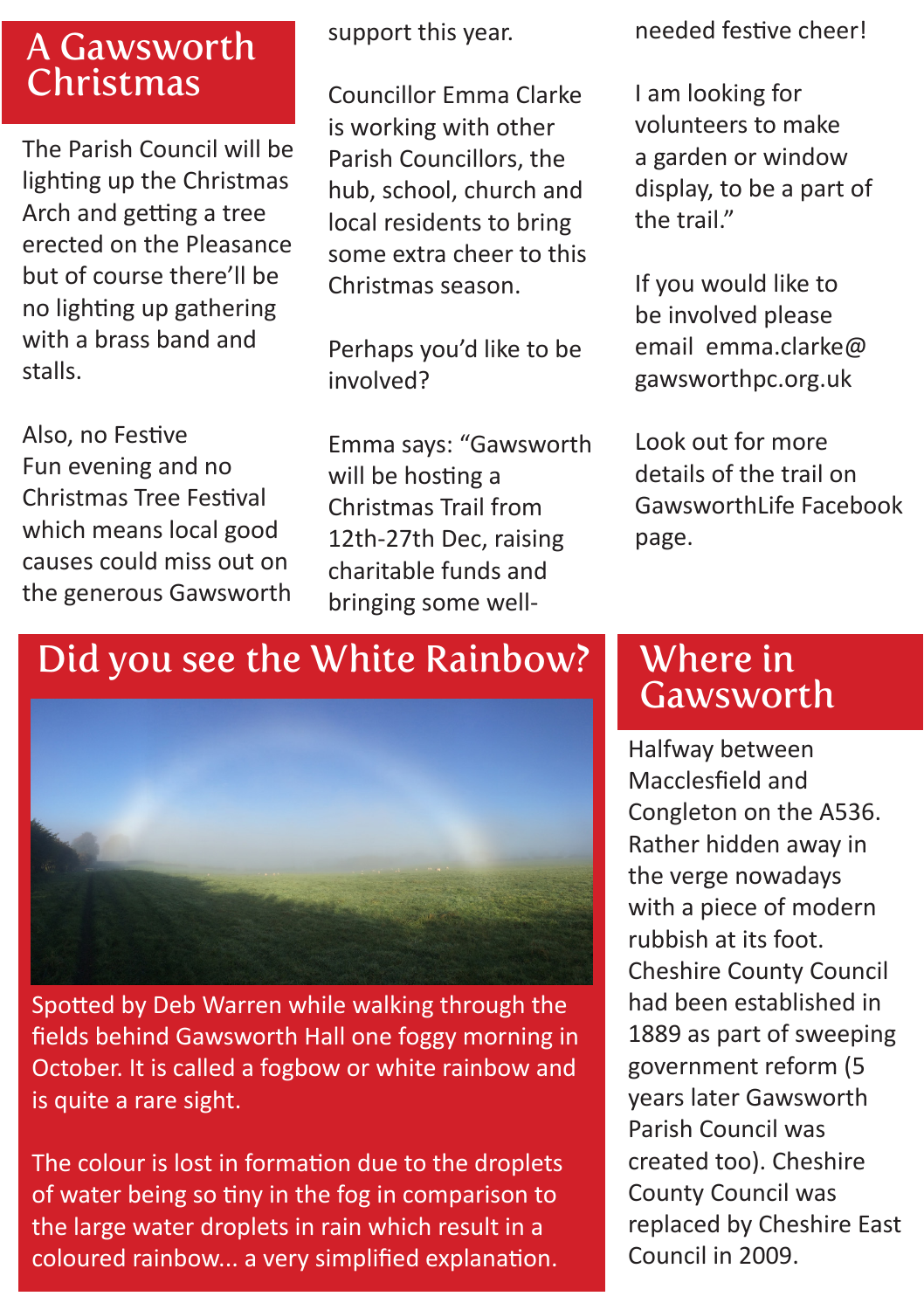# A Gawsworth Christmas

The Parish Council will be lighting up the Christmas Arch and getting a tree erected on the Pleasance but of course there'll be no lighting up gathering with a brass band and stalls.

Also, no Festive Fun evening and no Christmas Tree Festival which means local good causes could miss out on the generous Gawsworth support this year.

Councillor Emma Clarke is working with other Parish Councillors, the hub, school, church and local residents to bring some extra cheer to this Christmas season.

Perhaps you'd like to be involved?

Emma says: "Gawsworth will be hosting a Christmas Trail from 12th-27th Dec, raising charitable funds and bringing some well-needed festive cheer!

I am looking for volunteers to make a garden or window display, to be a part of the trail."

If you would like to be involved please email emma.clarke@gawsworthpc.org.uk

Look out for more details of the trail on GawsworthLife Facebook page.

# Did you see the White Rainbow?

Spotted by Deb Warren while walking through the fields behind Gawsworth Hall one foggy morning in October. It is called a fogbow or white rainbow and is quite a rare sight.

The colour is lost in formation due to the droplets of water being so tiny in the fog in comparison to the large water droplets in rain which result in a coloured rainbow... a very simplified explanation.

# Where in Gawsworth

Halfway between Macclesfield and Congleton on the A536. Rather hidden away in the verge nowadays with a piece of modern rubbish at its foot. Cheshire County Council had been established in 1889 as part of sweeping government reform (5 years later Gawsworth Parish Council was created too). Cheshire County Council was replaced by Cheshire East Council in 2009.